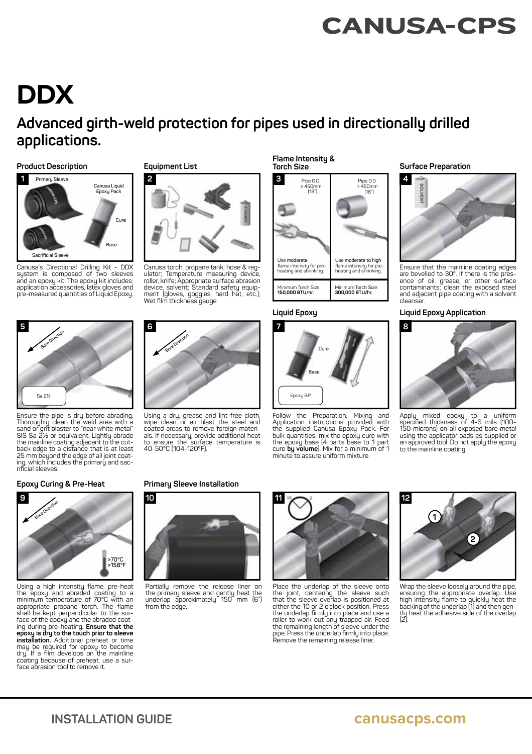# DDX

## Advanced girth-weld protection for pipes used in directionally drilled applications.

### Product Description

Canusa's Directional Drilling Kit - DDX system is composed of two sleeves and an epoxy kit. The epoxy kit includes: application accessories, latex gloves and pre-measured quantities of Liquid Epoxy.

### Equipment List

Canusa torch, propane tank, hose & regulator; Temperature measuring device, roller, knife; Appropriate surface abrasion device, solvent; Standard safety equipment (gloves, goggles, hard hat, etc.); Wet film thickness gauge

### Flame Intensity & Torch Size

| Pipe O.D. ≤ 450mm (18") | Pipe O.D. > 450mm (18") |
|---|---|
| Use moderate flame intensity for pre-heating and shrinking. | Use moderate to high flame intensity for pre-heating and shrinking. |
| Minimum Torch Size: **150,000 BTU/hr.** | Minimum Torch Size: **300,000 BTU/hr.** |

### Surface Preparation

Ensure that the mainline coating edges are bevelled to 30°. If there is the presence of oil, grease, or other surface contaminants; clean the exposed steel and adjacent pipe coating with a solvent cleanser.

Ensure the pipe is dry before abrading. Thoroughly clean the weld area with a sand or grit blaster to "near white metal" SIS Sa 2½ or equivalent. Lightly abrade the mainline coating adjacent to the cutback edge to a distance that is at least 25 mm beyond the edge of all joint coating, which includes the primary and sacrificial sleeves.

Using a dry, grease and lint-free cloth, wipe clean or air blast the steel and coated areas to remove foreign materials. If necessary, provide additional heat to ensure the surface temperature is 40-50°C (104-120°F).

### Liquid Epoxy

Follow the Preparation, Mixing and Application instructions provided with the supplied Canusa Epoxy Pack. For bulk quantities: mix the epoxy cure with the epoxy base (4 parts base to 1 part cure **by volume**). Mix for a minimum of 1 minute to assure uniform mixture.

### Liquid Epoxy Application

Apply mixed epoxy to a uniform specified thickness of 4-6 mils (100-150 microns) on all exposed bare metal using the applicator pads as supplied or an approved tool. Do not apply the epoxy to the mainline coating.

### Epoxy Curing & Pre-Heat

Using a high intensity flame, pre-heat the epoxy and abraded coating to a minimum temperature of 70°C with an appropriate propane torch. The flame shall be kept perpendicular to the surface of the epoxy and the abraded coating during pre-heating. **Ensure that the epoxy is dry to the touch prior to sleeve installation.** Additional preheat or time may be required for epoxy to become dry. If a film develops on the mainline coating because of preheat, use a surface abrasion tool to remove it.

### Primary Sleeve Installation

Partially remove the release liner on the primary sleeve and gently heat the underlap approximately 150 mm (6") from the edge.

Place the underlap of the sleeve onto the joint, centering the sleeve such that the sleeve overlap is positioned at either the 10 or 2 o'clock position. Press the underlap firmly into place and use a roller to work out any trapped air. Feed the remaining length of sleeve under the pipe. Press the underlap firmly into place. Remove the remaining release liner.

Wrap the sleeve loosely around the pipe, ensuring the appropriate overlap. Use high intensity flame to quickly heat the backing of the underlap (1) and then gently heat the adhesive side of the overlap (2).

INSTALLATION GUIDE

canusacps.com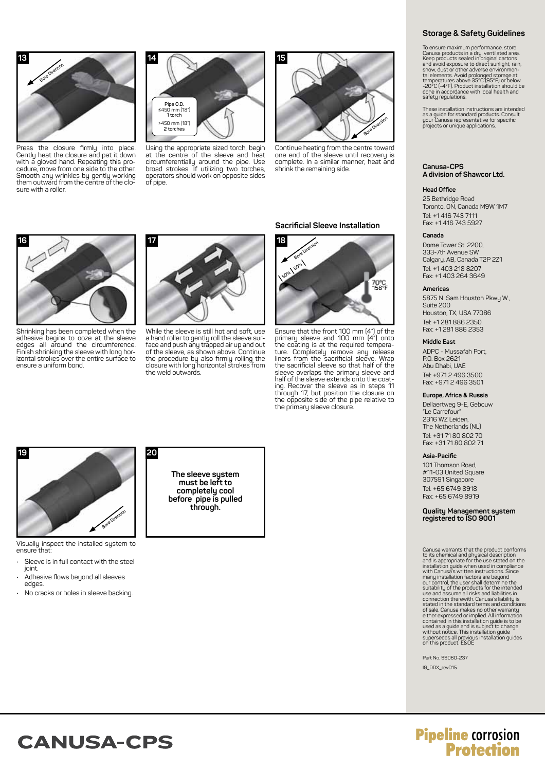**13**

Press the closure firmly into place. Gently heat the closure and pat it down with a gloved hand. Repeating this procedure, move from one side to the other. Smooth any wrinkles by gently working them outward from the centre of the closure with a roller.

**14**

Pipe O.D.
≤450 mm (18")
1 torch
>450 mm (18")
2 torches

Using the appropriate sized torch, begin at the centre of the sleeve and heat circumferentially around the pipe. Use broad strokes. If utilizing two torches, operators should work on opposite sides of pipe.

**15**

Continue heating from the centre toward one end of the sleeve until recovery is complete. In a similar manner, heat and shrink the remaining side.

**16**

Shrinking has been completed when the adhesive begins to ooze at the sleeve edges all around the circumference. Finish shrinking the sleeve with long horizontal strokes over the entire surface to ensure a uniform bond.

**17**

While the sleeve is still hot and soft, use a hand roller to gently roll the sleeve surface and push any trapped air up and out of the sleeve, as shown above. Continue the procedure by also firmly rolling the closure with long horizontal strokes from the weld outwards.

## Sacrificial Sleeve Installation

**18**

50% 50%
70°C
158°F

Ensure that the front 100 mm (4") of the primary sleeve and 100 mm (4") onto the coating is at the required temperature. Completely remove any release liners from the sacrificial sleeve. Wrap the sacrificial sleeve so that half of the sleeve overlaps the primary sleeve and half of the sleeve extends onto the coating. Recover the sleeve as in steps 11 through 17, but position the closure on the opposite side of the pipe relative to the primary sleeve closure.

**19**

Visually inspect the installed system to ensure that:

- Sleeve is in full contact with the steel joint.
- Adhesive flows beyond all sleeves edges.
- No cracks or holes in sleeve backing.

**20**

**The sleeve system must be left to completely cool before pipe is pulled through.**

## Storage & Safety Guidelines

To ensure maximum performance, store Canusa products in a dry, ventilated area. Keep products sealed in original cartons and avoid exposure to direct sunlight, rain, snow, dust or other adverse environmental elements. Avoid prolonged storage at temperatures above 35°C (95°F) or below -20°C (-4°F). Product installation should be done in accordance with local health and safety regulations.

These installation instructions are intended as a guide for standard products. Consult your Canusa representative for specific projects or unique applications.

**Canusa-CPS**
**A division of Shawcor Ltd.**

**Head Office**
25 Bethridge Road
Toronto, ON, Canada M9W 1M7
Tel: +1 416 743 7111
Fax: +1 416 743 5927

**Canada**
Dome Tower St. 2200,
333-7th Avenue SW
Calgary, AB, Canada T2P 2Z1
Tel: +1 403 218 8207
Fax: +1 403 264 3649

**Americas**
5875 N. Sam Houston Pkwy W.,
Suite 200
Houston, TX, USA 77086
Tel: +1 281 886 2350
Fax: +1 281 886 2353

**Middle East**
ADPC - Mussafah Port,
P.O. Box 2621
Abu Dhabi, UAE
Tel: +971 2 496 3500
Fax: +971 2 496 3501

**Europe, Africa & Russia**
Dellaertweg 9-E, Gebouw
"Le Carrefour"
2316 WZ Leiden,
The Netherlands (NL)
Tel: +31 71 80 802 70
Fax: +31 71 80 802 71

**Asia-Pacific**
101 Thomson Road,
#11-03 United Square
307591 Singapore
Tel: +65 6749 8918
Fax: +65 6749 8919

**Quality Management system registered to ISO 9001**

Canusa warrants that the product conforms to its chemical and physical description and is appropriate for the use stated on the installation guide when used in compliance with Canusa's written instructions. Since many installation factors are beyond our control, the user shall determine the suitability of the products for the intended use and assume all risks and liabilities in connection therewith. Canusa's liability is stated in the standard terms and conditions of sale. Canusa makes no other warranty either expressed or implied. All information contained in this installation guide is to be used as a guide and is subject to change without notice. This installation guide supersedes all previous installation guides on this product. E&OE

Part No. 99060-237

IG_DDX_rev015

**CANUSA-CPS**

**Pipeline** corrosion **Protection**